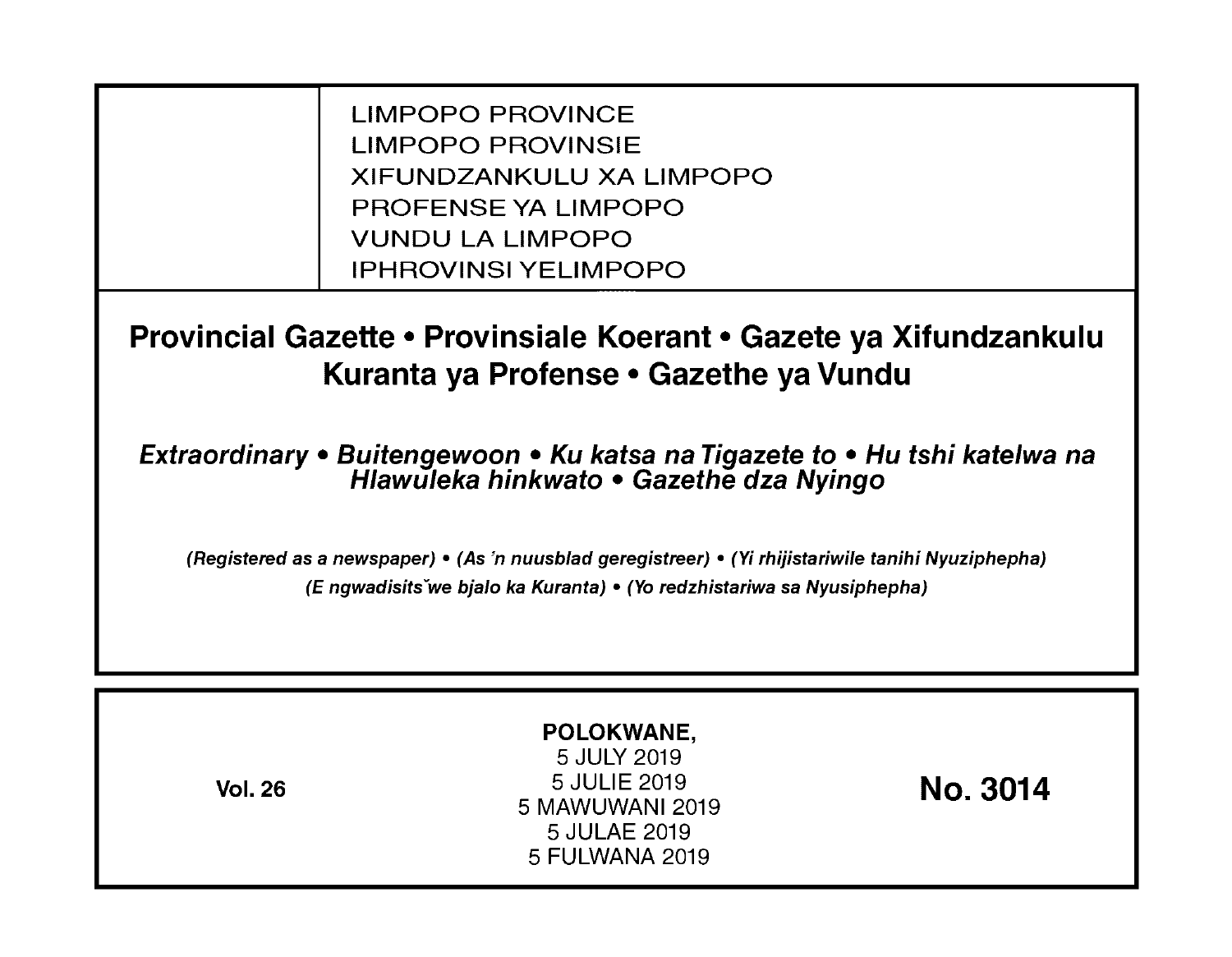LIMPOPO PROVINCE
LIMPOPO PROVINSIE
XIFUNDZANKULU XA LIMPOPO
PROFENSE YA LIMPOPO
VUNDU LA LIMPOPO
IPHROVINSI YELIMPOPO

# Provincial Gazette • Provinsiale Koerant • Gazete ya Xifundzankulu Kuranta ya Profense • Gazethe ya Vundu

*Extraordinary • Buitengewoon • Ku katsa na Tigazete to • Hu tshi katelwa na Hlawuleka hinkwato • Gazethe dza Nyingo*

*(Registered as a newspaper) • (As 'n nuusblad geregistreer) • (Yi rhijistariwile tanihi Nyuziphepha) (E ngwadisitšwe bjalo ka Kuranta) • (Yo redzhistariwa sa Nyusiphepha)*

**Vol. 26**

**POLOKWANE,**
5 JULY 2019
5 JULIE 2019
5 MAWUWANI 2019
5 JULAE 2019
5 FULWANA 2019

**No. 3014**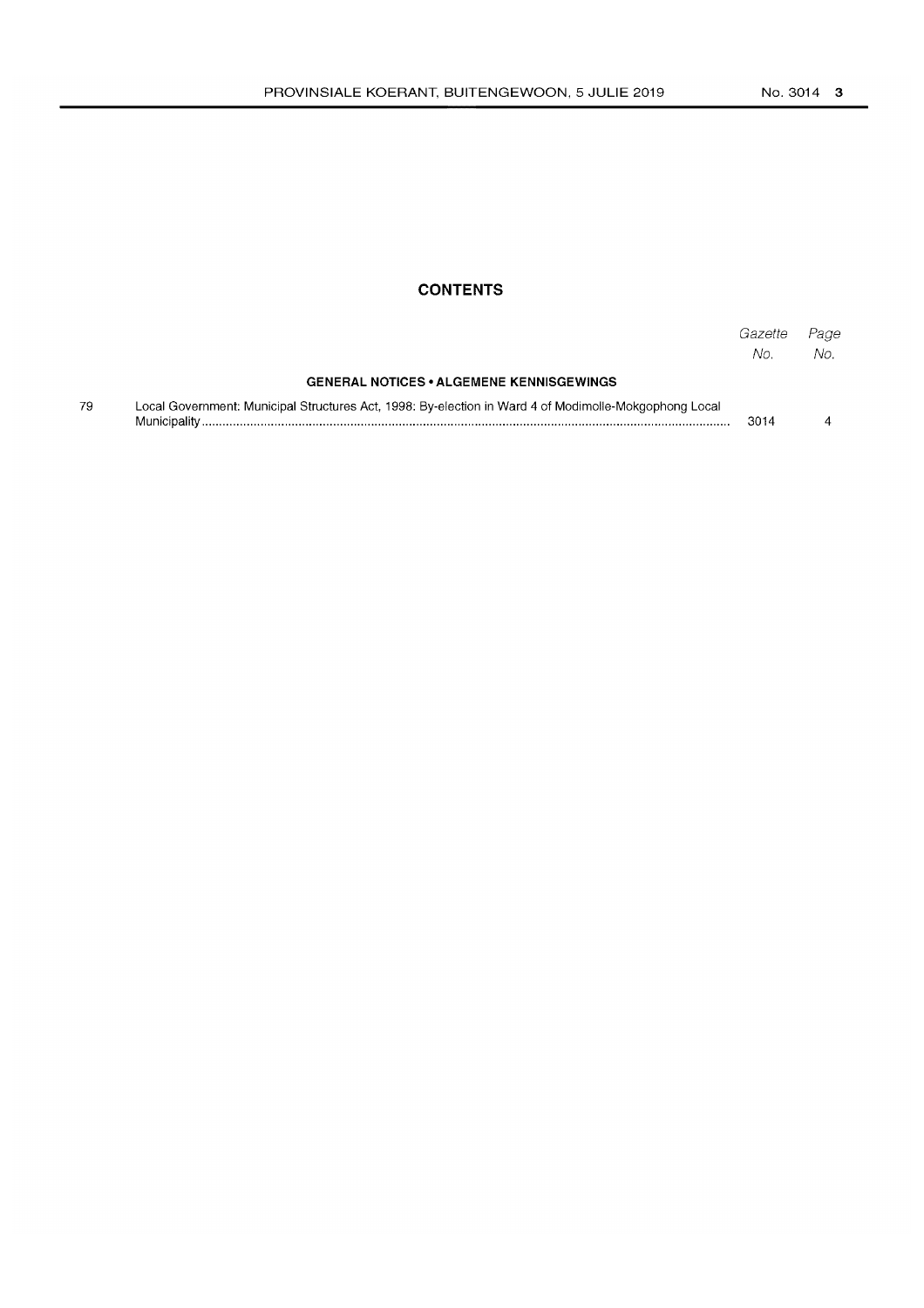## CONTENTS

| | | Gazette No. | Page No. |
|---|---|---|---|
| | **GENERAL NOTICES • ALGEMENE KENNISGEWINGS** | | |
| 79 | Local Government: Municipal Structures Act, 1998: By-election in Ward 4 of Modimolle-Mokgophong Local Municipality | 3014 | 4 |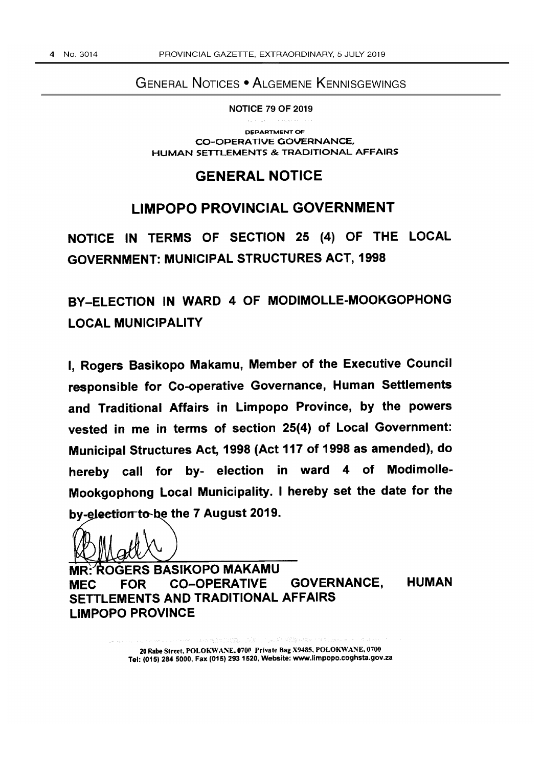## GENERAL NOTICES • ALGEMENE KENNISGEWINGS

NOTICE 79 OF 2019

DEPARTMENT OF
CO-OPERATIVE GOVERNANCE,
HUMAN SETTLEMENTS & TRADITIONAL AFFAIRS

# GENERAL NOTICE

# LIMPOPO PROVINCIAL GOVERNMENT

## NOTICE IN TERMS OF SECTION 25 (4) OF THE LOCAL GOVERNMENT: MUNICIPAL STRUCTURES ACT, 1998

## BY-ELECTION IN WARD 4 OF MODIMOLLE-MOOKGOPHONG LOCAL MUNICIPALITY

**I, Rogers Basikopo Makamu, Member of the Executive Council responsible for Co-operative Governance, Human Settlements and Traditional Affairs in Limpopo Province, by the powers vested in me in terms of section 25(4) of Local Government: Municipal Structures Act, 1998 (Act 117 of 1998 as amended), do hereby call for by- election in ward 4 of Modimolle-Mookgophong Local Municipality. I hereby set the date for the by-election to be the 7 August 2019.**

**MR: ROGERS BASIKOPO MAKAMU**
**MEC FOR CO-OPERATIVE GOVERNANCE, HUMAN SETTLEMENTS AND TRADITIONAL AFFAIRS**
**LIMPOPO PROVINCE**

20 Rabe Street, POLOKWANE, 0700 Private Bag X9485, POLOKWANE, 0700
Tel: (015) 284 5000, Fax (015) 293 1520, Website: www.limpopo.coghsta.gov.za